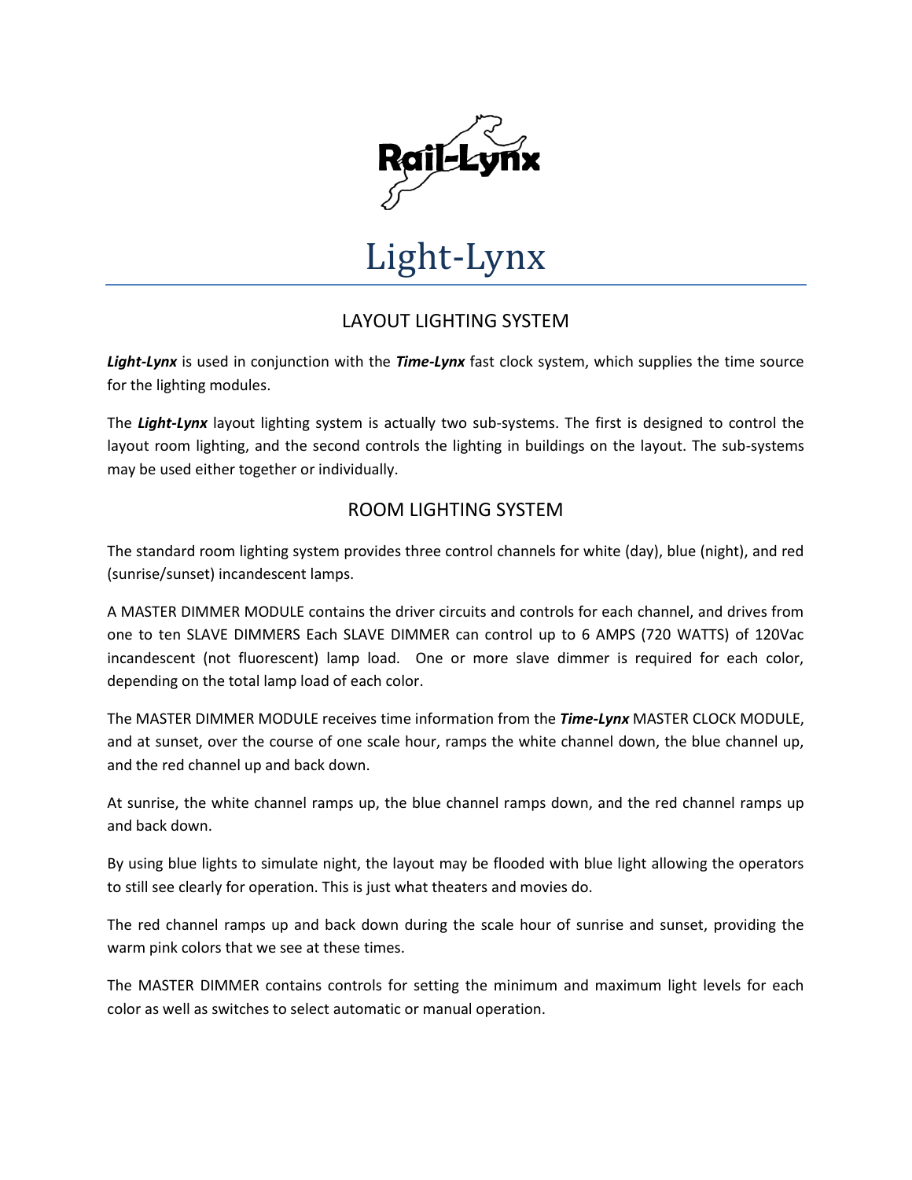# Light-Lynx

## LAYOUT LIGHTING SYSTEM

***Light-Lynx*** is used in conjunction with the ***Time-Lynx*** fast clock system, which supplies the time source for the lighting modules.

The ***Light-Lynx*** layout lighting system is actually two sub-systems. The first is designed to control the layout room lighting, and the second controls the lighting in buildings on the layout. The sub-systems may be used either together or individually.

## ROOM LIGHTING SYSTEM

The standard room lighting system provides three control channels for white (day), blue (night), and red (sunrise/sunset) incandescent lamps.

A MASTER DIMMER MODULE contains the driver circuits and controls for each channel, and drives from one to ten SLAVE DIMMERS Each SLAVE DIMMER can control up to 6 AMPS (720 WATTS) of 120Vac incandescent (not fluorescent) lamp load. One or more slave dimmer is required for each color, depending on the total lamp load of each color.

The MASTER DIMMER MODULE receives time information from the ***Time-Lynx*** MASTER CLOCK MODULE, and at sunset, over the course of one scale hour, ramps the white channel down, the blue channel up, and the red channel up and back down.

At sunrise, the white channel ramps up, the blue channel ramps down, and the red channel ramps up and back down.

By using blue lights to simulate night, the layout may be flooded with blue light allowing the operators to still see clearly for operation. This is just what theaters and movies do.

The red channel ramps up and back down during the scale hour of sunrise and sunset, providing the warm pink colors that we see at these times.

The MASTER DIMMER contains controls for setting the minimum and maximum light levels for each color as well as switches to select automatic or manual operation.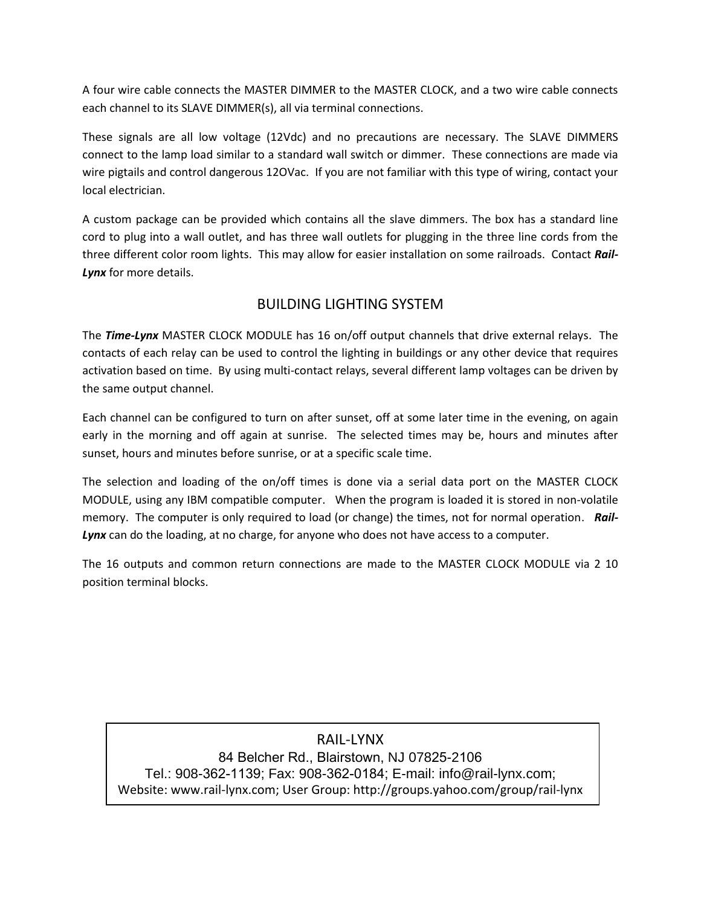A four wire cable connects the MASTER DIMMER to the MASTER CLOCK, and a two wire cable connects each channel to its SLAVE DIMMER(s), all via terminal connections.

These signals are all low voltage (12Vdc) and no precautions are necessary. The SLAVE DIMMERS connect to the lamp load similar to a standard wall switch or dimmer. These connections are made via wire pigtails and control dangerous 12OVac. If you are not familiar with this type of wiring, contact your local electrician.

A custom package can be provided which contains all the slave dimmers. The box has a standard line cord to plug into a wall outlet, and has three wall outlets for plugging in the three line cords from the three different color room lights. This may allow for easier installation on some railroads. Contact ***Rail-Lynx*** for more details.

## BUILDING LIGHTING SYSTEM

The ***Time-Lynx*** MASTER CLOCK MODULE has 16 on/off output channels that drive external relays. The contacts of each relay can be used to control the lighting in buildings or any other device that requires activation based on time. By using multi-contact relays, several different lamp voltages can be driven by the same output channel.

Each channel can be configured to turn on after sunset, off at some later time in the evening, on again early in the morning and off again at sunrise. The selected times may be, hours and minutes after sunset, hours and minutes before sunrise, or at a specific scale time.

The selection and loading of the on/off times is done via a serial data port on the MASTER CLOCK MODULE, using any IBM compatible computer. When the program is loaded it is stored in non-volatile memory. The computer is only required to load (or change) the times, not for normal operation. ***Rail-Lynx*** can do the loading, at no charge, for anyone who does not have access to a computer.

The 16 outputs and common return connections are made to the MASTER CLOCK MODULE via 2 10 position terminal blocks.

RAIL-LYNX
84 Belcher Rd., Blairstown, NJ 07825-2106
Tel.: 908-362-1139; Fax: 908-362-0184; E-mail: info@rail-lynx.com;
Website: www.rail-lynx.com; User Group: http://groups.yahoo.com/group/rail-lynx